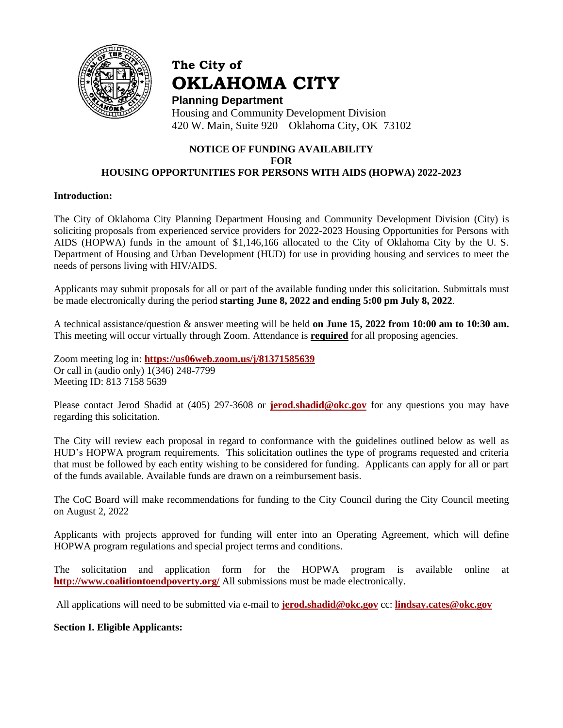**The City of**
# OKLAHOMA CITY
**Planning Department**
Housing and Community Development Division
420 W. Main, Suite 920 Oklahoma City, OK 73102

## NOTICE OF FUNDING AVAILABILITY FOR HOUSING OPPORTUNITIES FOR PERSONS WITH AIDS (HOPWA) 2022-2023

**Introduction:**

The City of Oklahoma City Planning Department Housing and Community Development Division (City) is soliciting proposals from experienced service providers for 2022-2023 Housing Opportunities for Persons with AIDS (HOPWA) funds in the amount of $1,146,166 allocated to the City of Oklahoma City by the U. S. Department of Housing and Urban Development (HUD) for use in providing housing and services to meet the needs of persons living with HIV/AIDS.

Applicants may submit proposals for all or part of the available funding under this solicitation. Submittals must be made electronically during the period **starting June 8, 2022 and ending 5:00 pm July 8, 2022**.

A technical assistance/question & answer meeting will be held **on June 15, 2022 from 10:00 am to 10:30 am.** This meeting will occur virtually through Zoom. Attendance is **required** for all proposing agencies.

Zoom meeting log in: **https://us06web.zoom.us/j/81371585639**
Or call in (audio only) 1(346) 248-7799
Meeting ID: 813 7158 5639

Please contact Jerod Shadid at (405) 297-3608 or **jerod.shadid@okc.gov** for any questions you may have regarding this solicitation.

The City will review each proposal in regard to conformance with the guidelines outlined below as well as HUD's HOPWA program requirements. This solicitation outlines the type of programs requested and criteria that must be followed by each entity wishing to be considered for funding. Applicants can apply for all or part of the funds available. Available funds are drawn on a reimbursement basis.

The CoC Board will make recommendations for funding to the City Council during the City Council meeting on August 2, 2022

Applicants with projects approved for funding will enter into an Operating Agreement, which will define HOPWA program regulations and special project terms and conditions.

The solicitation and application form for the HOPWA program is available online at **http://www.coalitiontoendpoverty.org/** All submissions must be made electronically.

All applications will need to be submitted via e-mail to **jerod.shadid@okc.gov** cc: **lindsay.cates@okc.gov**

**Section I. Eligible Applicants:**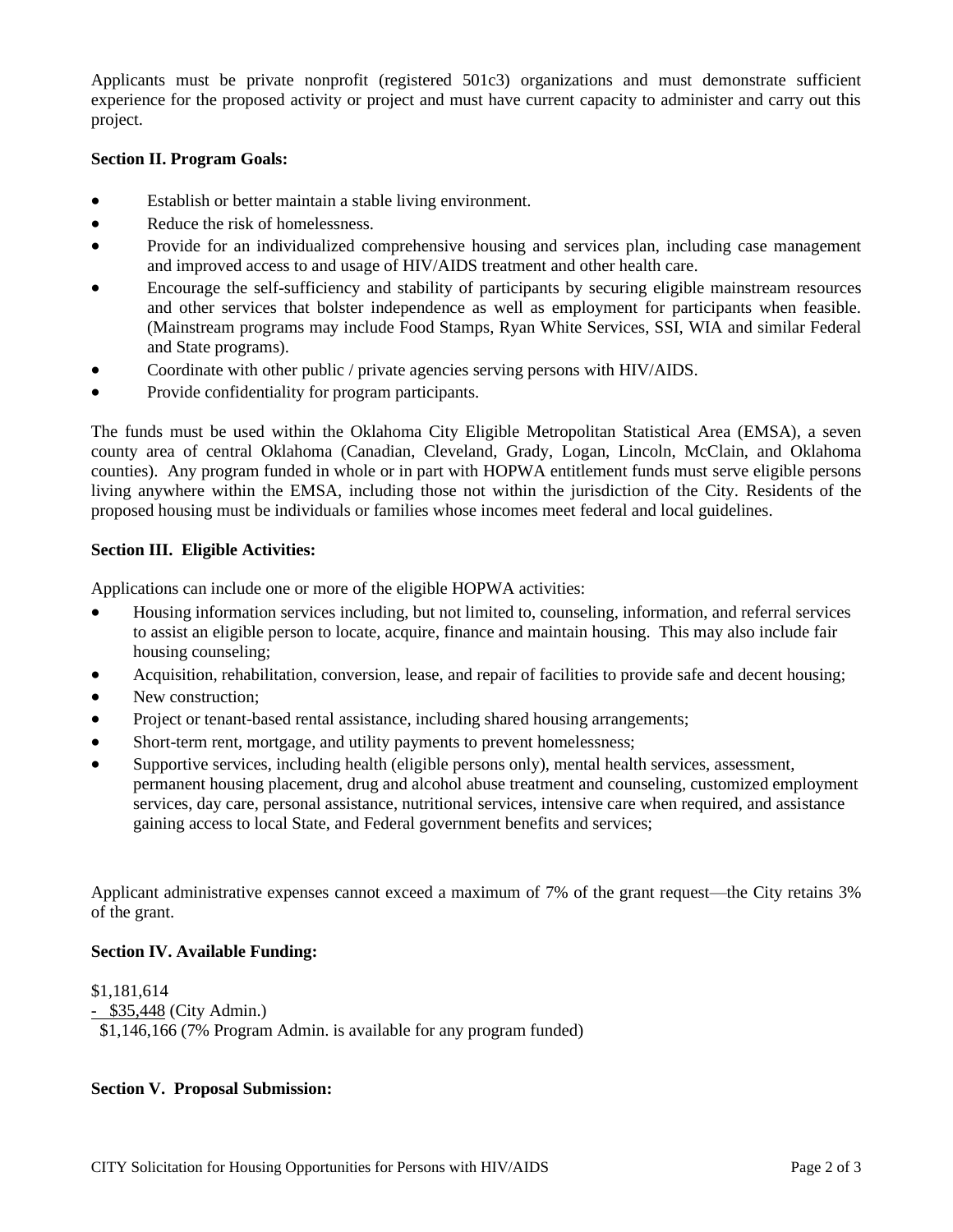Applicants must be private nonprofit (registered 501c3) organizations and must demonstrate sufficient experience for the proposed activity or project and must have current capacity to administer and carry out this project.

**Section II. Program Goals:**

- Establish or better maintain a stable living environment.
- Reduce the risk of homelessness.
- Provide for an individualized comprehensive housing and services plan, including case management and improved access to and usage of HIV/AIDS treatment and other health care.
- Encourage the self-sufficiency and stability of participants by securing eligible mainstream resources and other services that bolster independence as well as employment for participants when feasible. (Mainstream programs may include Food Stamps, Ryan White Services, SSI, WIA and similar Federal and State programs).
- Coordinate with other public / private agencies serving persons with HIV/AIDS.
- Provide confidentiality for program participants.

The funds must be used within the Oklahoma City Eligible Metropolitan Statistical Area (EMSA), a seven county area of central Oklahoma (Canadian, Cleveland, Grady, Logan, Lincoln, McClain, and Oklahoma counties). Any program funded in whole or in part with HOPWA entitlement funds must serve eligible persons living anywhere within the EMSA, including those not within the jurisdiction of the City. Residents of the proposed housing must be individuals or families whose incomes meet federal and local guidelines.

**Section III. Eligible Activities:**

Applications can include one or more of the eligible HOPWA activities:

- Housing information services including, but not limited to, counseling, information, and referral services to assist an eligible person to locate, acquire, finance and maintain housing. This may also include fair housing counseling;
- Acquisition, rehabilitation, conversion, lease, and repair of facilities to provide safe and decent housing;
- New construction;
- Project or tenant-based rental assistance, including shared housing arrangements;
- Short-term rent, mortgage, and utility payments to prevent homelessness;
- Supportive services, including health (eligible persons only), mental health services, assessment, permanent housing placement, drug and alcohol abuse treatment and counseling, customized employment services, day care, personal assistance, nutritional services, intensive care when required, and assistance gaining access to local State, and Federal government benefits and services;

Applicant administrative expenses cannot exceed a maximum of 7% of the grant request—the City retains 3% of the grant.

**Section IV. Available Funding:**

$1,181,614
\- $35,448 (City Admin.)
$1,146,166 (7% Program Admin. is available for any program funded)

**Section V. Proposal Submission:**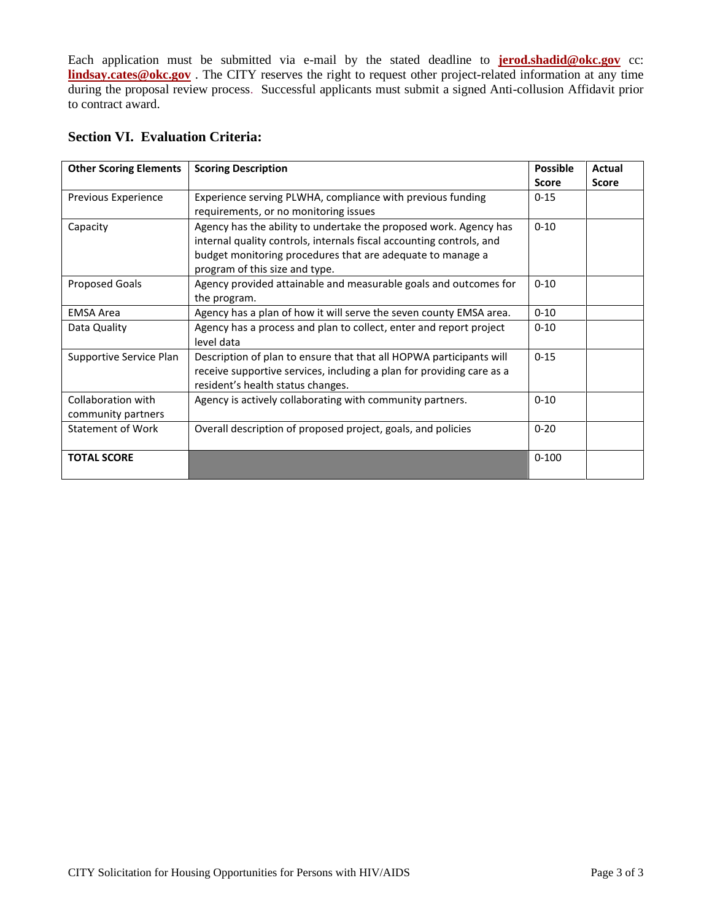Each application must be submitted via e-mail by the stated deadline to **jerod.shadid@okc.gov** cc: **lindsay.cates@okc.gov** . The CITY reserves the right to request other project-related information at any time during the proposal review process. Successful applicants must submit a signed Anti-collusion Affidavit prior to contract award.

## Section VI. Evaluation Criteria:

| Other Scoring Elements | Scoring Description | Possible Score | Actual Score |
|---|---|---|---|
| Previous Experience | Experience serving PLWHA, compliance with previous funding requirements, or no monitoring issues | 0-15 | |
| Capacity | Agency has the ability to undertake the proposed work. Agency has internal quality controls, internals fiscal accounting controls, and budget monitoring procedures that are adequate to manage a program of this size and type. | 0-10 | |
| Proposed Goals | Agency provided attainable and measurable goals and outcomes for the program. | 0-10 | |
| EMSA Area | Agency has a plan of how it will serve the seven county EMSA area. | 0-10 | |
| Data Quality | Agency has a process and plan to collect, enter and report project level data | 0-10 | |
| Supportive Service Plan | Description of plan to ensure that that all HOPWA participants will receive supportive services, including a plan for providing care as a resident's health status changes. | 0-15 | |
| Collaboration with community partners | Agency is actively collaborating with community partners. | 0-10 | |
| Statement of Work | Overall description of proposed project, goals, and policies | 0-20 | |
| **TOTAL SCORE** | | 0-100 | |